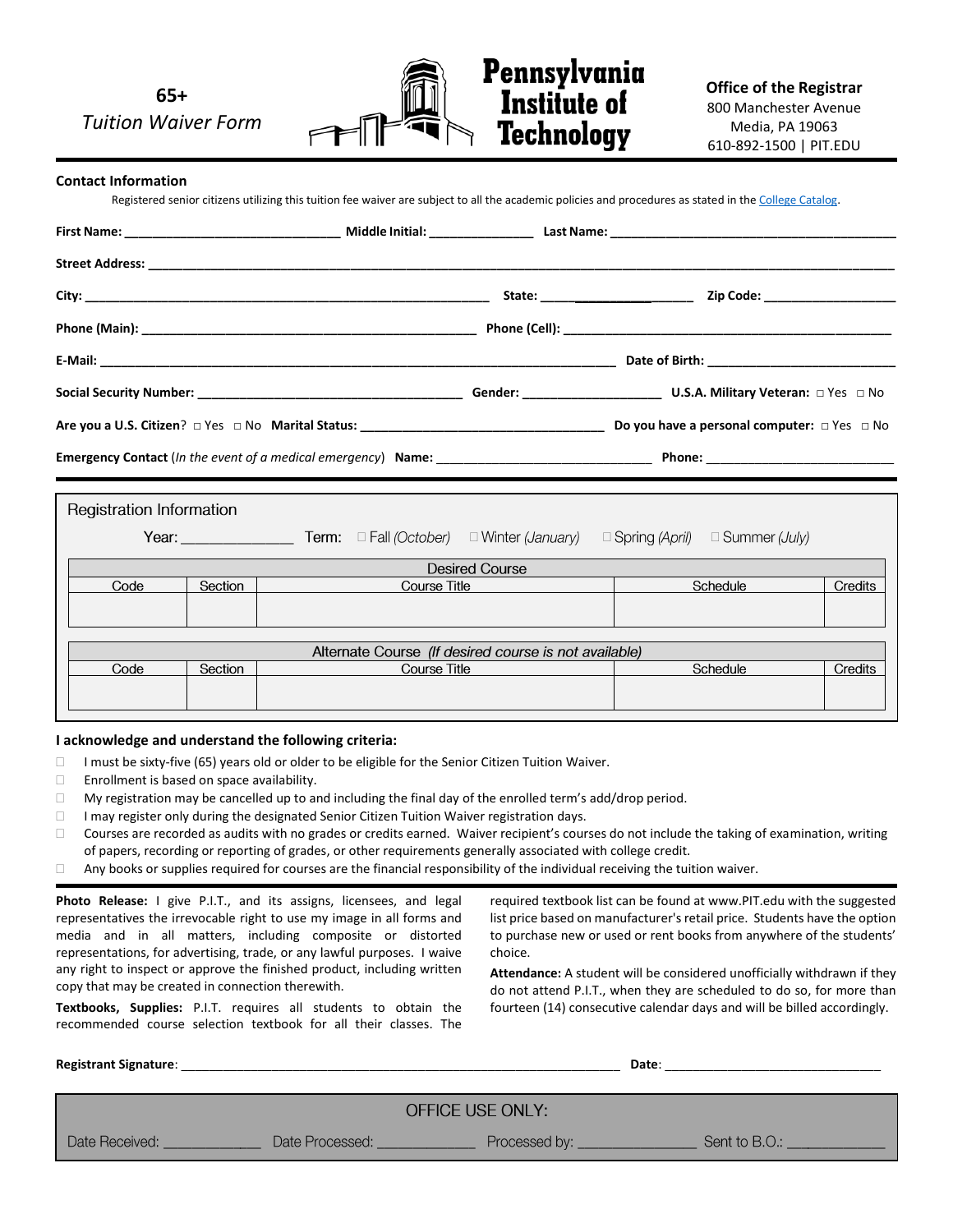# 65+ *Tuition Waiver Form*

**Pennsylvania Institute of Technology**

**Office of the Registrar**
800 Manchester Avenue
Media, PA 19063
610-892-1500 | PIT.EDU

## Contact Information

Registered senior citizens utilizing this tuition fee waiver are subject to all the academic policies and procedures as stated in the College Catalog.

**First Name:** ______________________________ **Middle Initial:** ______________ **Last Name:** ________________________________________

**Street Address:** ________________________________________________________________________________________________

**City:** ________________________________________________________ **State:** ____________________ **Zip Code:** __________________

**Phone (Main):** ______________________________________________ **Phone (Cell):** ______________________________________________

**E-Mail:** ________________________________________________________________________ **Date of Birth:** __________________________

**Social Security Number:** _____________________________________ **Gender:** ___________________ **U.S.A. Military Veteran:** □ Yes □ No

**Are you a U.S. Citizen**? □ Yes □ No **Marital Status:** _________________________________ **Do you have a personal computer:** □ Yes □ No

**Emergency Contact** (*In the event of a medical emergency*) **Name:** ______________________________ **Phone:** __________________________

## Registration Information

Year: ______________ Term: □ Fall *(October)* □ Winter *(January)* □ Spring *(April)* □ Summer *(July)*

| Desired Course | | | | |
|---|---|---|---|---|
| Code | Section | Course Title | Schedule | Credits |
| | | | | |

| Alternate Course *(If desired course is not available)* | | | | |
|---|---|---|---|---|
| Code | Section | Course Title | Schedule | Credits |
| | | | | |

### I acknowledge and understand the following criteria:

- □ I must be sixty-five (65) years old or older to be eligible for the Senior Citizen Tuition Waiver.
- □ Enrollment is based on space availability.
- □ My registration may be cancelled up to and including the final day of the enrolled term's add/drop period.
- □ I may register only during the designated Senior Citizen Tuition Waiver registration days.
- □ Courses are recorded as audits with no grades or credits earned. Waiver recipient's courses do not include the taking of examination, writing of papers, recording or reporting of grades, or other requirements generally associated with college credit.
- □ Any books or supplies required for courses are the financial responsibility of the individual receiving the tuition waiver.

**Photo Release:** I give P.I.T., and its assigns, licensees, and legal representatives the irrevocable right to use my image in all forms and media and in all matters, including composite or distorted representations, for advertising, trade, or any lawful purposes. I waive any right to inspect or approve the finished product, including written copy that may be created in connection therewith.

**Textbooks, Supplies:** P.I.T. requires all students to obtain the recommended course selection textbook for all their classes. The required textbook list can be found at www.PIT.edu with the suggested list price based on manufacturer's retail price. Students have the option to purchase new or used or rent books from anywhere of the students' choice.

**Attendance:** A student will be considered unofficially withdrawn if they do not attend P.I.T., when they are scheduled to do so, for more than fourteen (14) consecutive calendar days and will be billed accordingly.

**Registrant Signature**: ______________________________________________________________ **Date**: ______________________________

**OFFICE USE ONLY:**

Date Received: ____________ Date Processed: ____________ Processed by: ______________ Sent to B.O.: ____________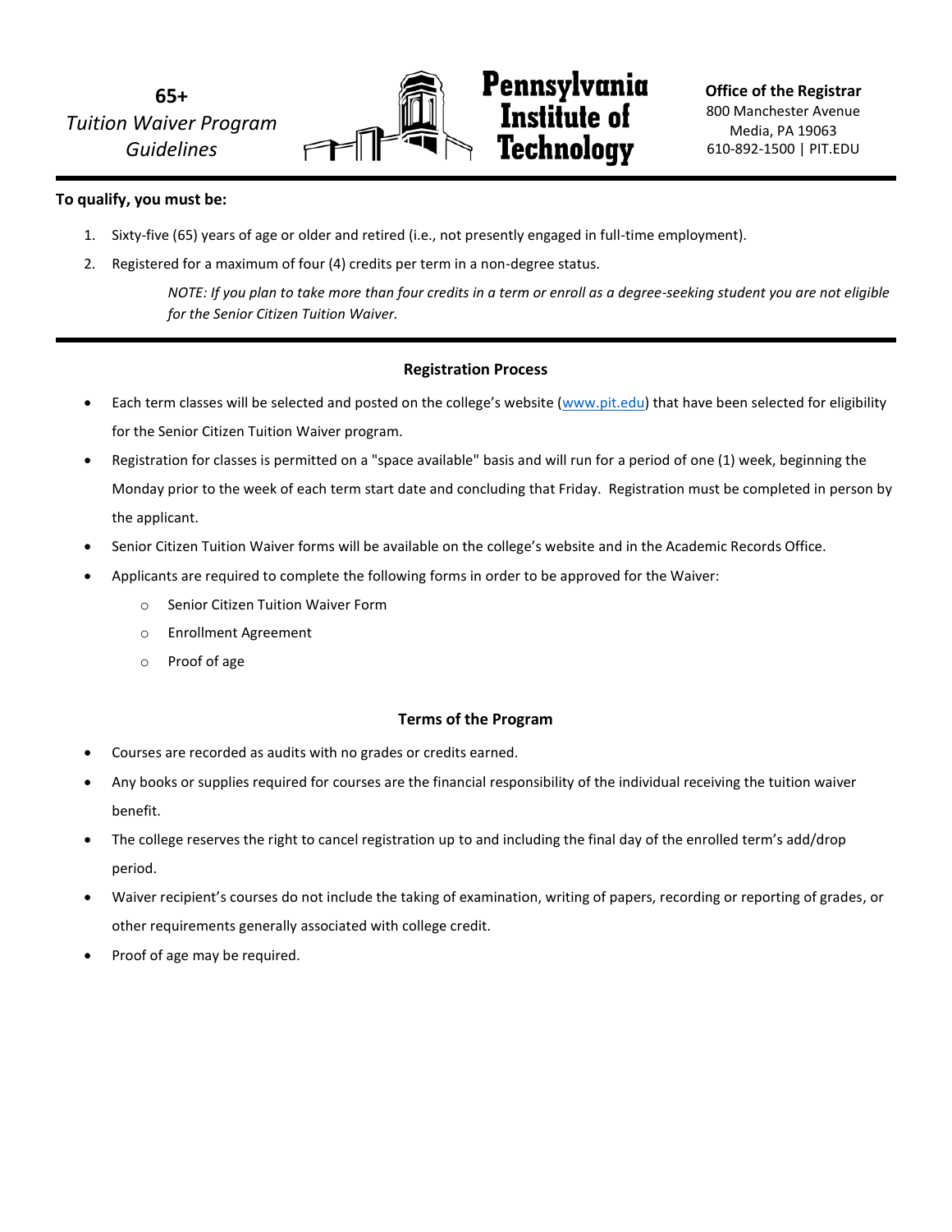**65+**
*Tuition Waiver Program Guidelines*

**Pennsylvania Institute of Technology**

**Office of the Registrar**
800 Manchester Avenue
Media, PA 19063
610-892-1500 | PIT.EDU

---

**To qualify, you must be:**

1. Sixty-five (65) years of age or older and retired (i.e., not presently engaged in full-time employment).
2. Registered for a maximum of four (4) credits per term in a non-degree status.

   *NOTE: If you plan to take more than four credits in a term or enroll as a degree-seeking student you are not eligible for the Senior Citizen Tuition Waiver.*

---

**Registration Process**

- Each term classes will be selected and posted on the college's website (www.pit.edu) that have been selected for eligibility for the Senior Citizen Tuition Waiver program.
- Registration for classes is permitted on a "space available" basis and will run for a period of one (1) week, beginning the Monday prior to the week of each term start date and concluding that Friday. Registration must be completed in person by the applicant.
- Senior Citizen Tuition Waiver forms will be available on the college's website and in the Academic Records Office.
- Applicants are required to complete the following forms in order to be approved for the Waiver:
  - Senior Citizen Tuition Waiver Form
  - Enrollment Agreement
  - Proof of age

**Terms of the Program**

- Courses are recorded as audits with no grades or credits earned.
- Any books or supplies required for courses are the financial responsibility of the individual receiving the tuition waiver benefit.
- The college reserves the right to cancel registration up to and including the final day of the enrolled term's add/drop period.
- Waiver recipient's courses do not include the taking of examination, writing of papers, recording or reporting of grades, or other requirements generally associated with college credit.
- Proof of age may be required.